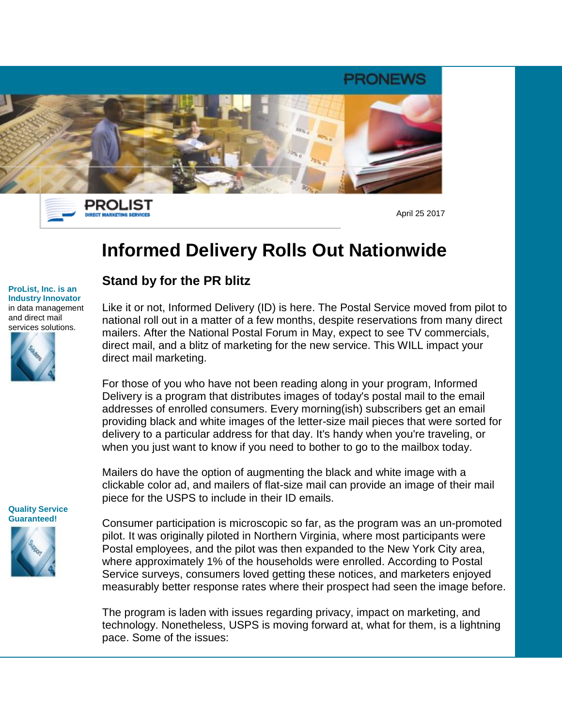PRONEWS

PROLIST
DIRECT MARKETING SERVICES

April 25 2017

# Informed Delivery Rolls Out Nationwide

**ProList, Inc. is an Industry Innovator** in data management and direct mail services solutions.

## Stand by for the PR blitz

Like it or not, Informed Delivery (ID) is here. The Postal Service moved from pilot to national roll out in a matter of a few months, despite reservations from many direct mailers. After the National Postal Forum in May, expect to see TV commercials, direct mail, and a blitz of marketing for the new service. This WILL impact your direct mail marketing.

For those of you who have not been reading along in your program, Informed Delivery is a program that distributes images of today's postal mail to the email addresses of enrolled consumers. Every morning(ish) subscribers get an email providing black and white images of the letter-size mail pieces that were sorted for delivery to a particular address for that day. It's handy when you're traveling, or when you just want to know if you need to bother to go to the mailbox today.

Mailers do have the option of augmenting the black and white image with a clickable color ad, and mailers of flat-size mail can provide an image of their mail piece for the USPS to include in their ID emails.

**Quality Service Guaranteed!**

Consumer participation is microscopic so far, as the program was an un-promoted pilot. It was originally piloted in Northern Virginia, where most participants were Postal employees, and the pilot was then expanded to the New York City area, where approximately 1% of the households were enrolled. According to Postal Service surveys, consumers loved getting these notices, and marketers enjoyed measurably better response rates where their prospect had seen the image before.

The program is laden with issues regarding privacy, impact on marketing, and technology. Nonetheless, USPS is moving forward at, what for them, is a lightning pace. Some of the issues: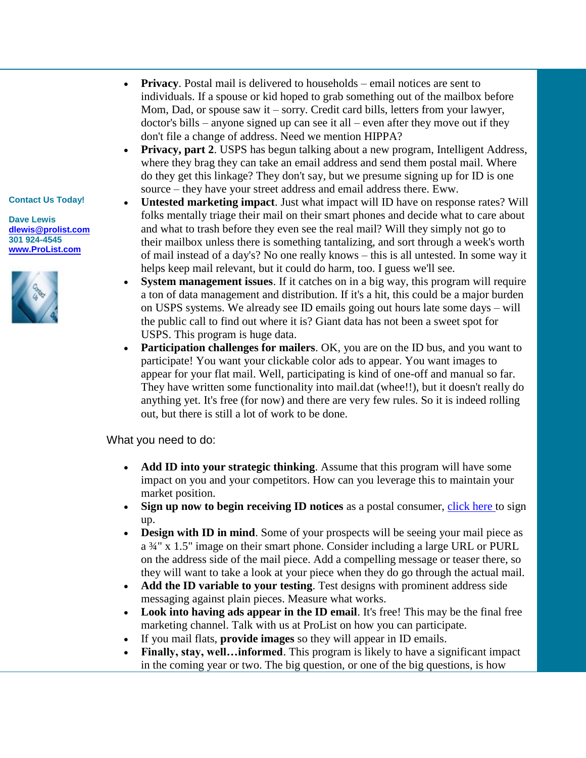- **Privacy**. Postal mail is delivered to households – email notices are sent to individuals. If a spouse or kid hoped to grab something out of the mailbox before Mom, Dad, or spouse saw it – sorry. Credit card bills, letters from your lawyer, doctor's bills – anyone signed up can see it all – even after they move out if they don't file a change of address. Need we mention HIPPA?
- **Privacy, part 2**. USPS has begun talking about a new program, Intelligent Address, where they brag they can take an email address and send them postal mail. Where do they get this linkage? They don't say, but we presume signing up for ID is one source – they have your street address and email address there. Eww.
- **Untested marketing impact**. Just what impact will ID have on response rates? Will folks mentally triage their mail on their smart phones and decide what to care about and what to trash before they even see the real mail? Will they simply not go to their mailbox unless there is something tantalizing, and sort through a week's worth of mail instead of a day's? No one really knows – this is all untested. In some way it helps keep mail relevant, but it could do harm, too. I guess we'll see.
- **System management issues**. If it catches on in a big way, this program will require a ton of data management and distribution. If it's a hit, this could be a major burden on USPS systems. We already see ID emails going out hours late some days – will the public call to find out where it is? Giant data has not been a sweet spot for USPS. This program is huge data.
- **Participation challenges for mailers**. OK, you are on the ID bus, and you want to participate! You want your clickable color ads to appear. You want images to appear for your flat mail. Well, participating is kind of one-off and manual so far. They have written some functionality into mail.dat (whee!!), but it doesn't really do anything yet. It's free (for now) and there are very few rules. So it is indeed rolling out, but there is still a lot of work to be done.

What you need to do:

- **Add ID into your strategic thinking**. Assume that this program will have some impact on you and your competitors. How can you leverage this to maintain your market position.
- **Sign up now to begin receiving ID notices** as a postal consumer, click here to sign up.
- **Design with ID in mind**. Some of your prospects will be seeing your mail piece as a ¾" x 1.5" image on their smart phone. Consider including a large URL or PURL on the address side of the mail piece. Add a compelling message or teaser there, so they will want to take a look at your piece when they do go through the actual mail.
- **Add the ID variable to your testing**. Test designs with prominent address side messaging against plain pieces. Measure what works.
- **Look into having ads appear in the ID email**. It's free! This may be the final free marketing channel. Talk with us at ProList on how you can participate.
- If you mail flats, **provide images** so they will appear in ID emails.
- **Finally, stay, well…informed**. This program is likely to have a significant impact in the coming year or two. The big question, or one of the big questions, is how

**Contact Us Today!**

**Dave Lewis**
**dlewis@prolist.com**
**301 924-4545**
**www.ProList.com**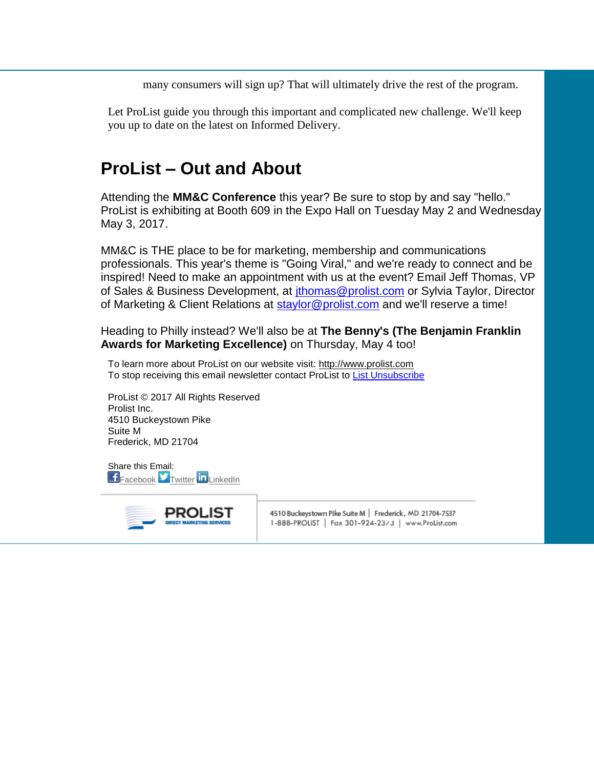many consumers will sign up? That will ultimately drive the rest of the program.

Let ProList guide you through this important and complicated new challenge. We'll keep you up to date on the latest on Informed Delivery.

## ProList – Out and About

Attending the **MM&C Conference** this year? Be sure to stop by and say "hello." ProList is exhibiting at Booth 609 in the Expo Hall on Tuesday May 2 and Wednesday May 3, 2017.

MM&C is THE place to be for marketing, membership and communications professionals. This year's theme is "Going Viral," and we're ready to connect and be inspired! Need to make an appointment with us at the event? Email Jeff Thomas, VP of Sales & Business Development, at jthomas@prolist.com or Sylvia Taylor, Director of Marketing & Client Relations at staylor@prolist.com and we'll reserve a time!

Heading to Philly instead? We'll also be at **The Benny's (The Benjamin Franklin Awards for Marketing Excellence)** on Thursday, May 4 too!

To learn more about ProList on our website visit: http://www.prolist.com
To stop receiving this email newsletter contact ProList to List Unsubscribe

ProList © 2017 All Rights Reserved
Prolist Inc.
4510 Buckeystown Pike
Suite M
Frederick, MD 21704

Share this Email:
Facebook Twitter LinkedIn

PROLIST DIRECT MARKETING SERVICES

4510 Buckeystown Pike Suite M | Frederick, MD 21704-7537
1-888-PROLIST | Fax 301-924-2373 | www.ProList.com